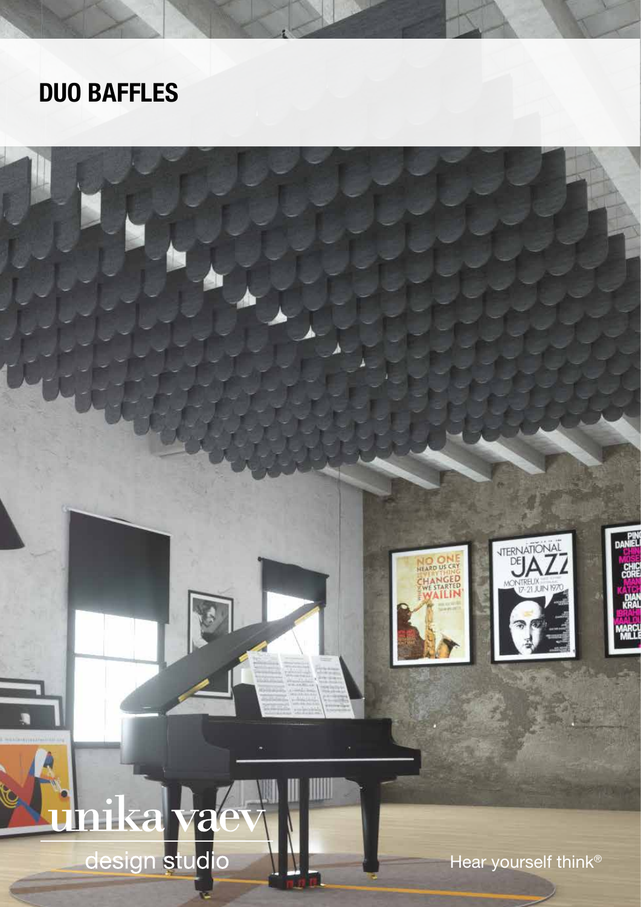# DUO BAFFLES

unika vaev

design studio

Hear yourself think®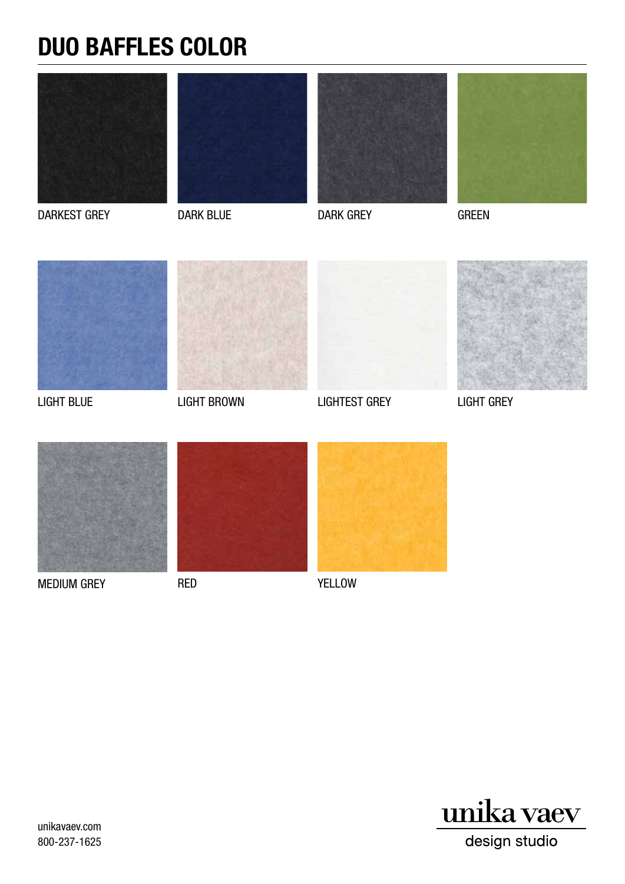# DUO BAFFLES COLOR

DARKEST GREY

DARK BLUE

DARK GREY

GREEN

LIGHT BLUE

LIGHT BROWN

LIGHTEST GREY

LIGHT GREY

MEDIUM GREY

RED

YELLOW

unikavaev.com
800-237-1625

unika vaev
design studio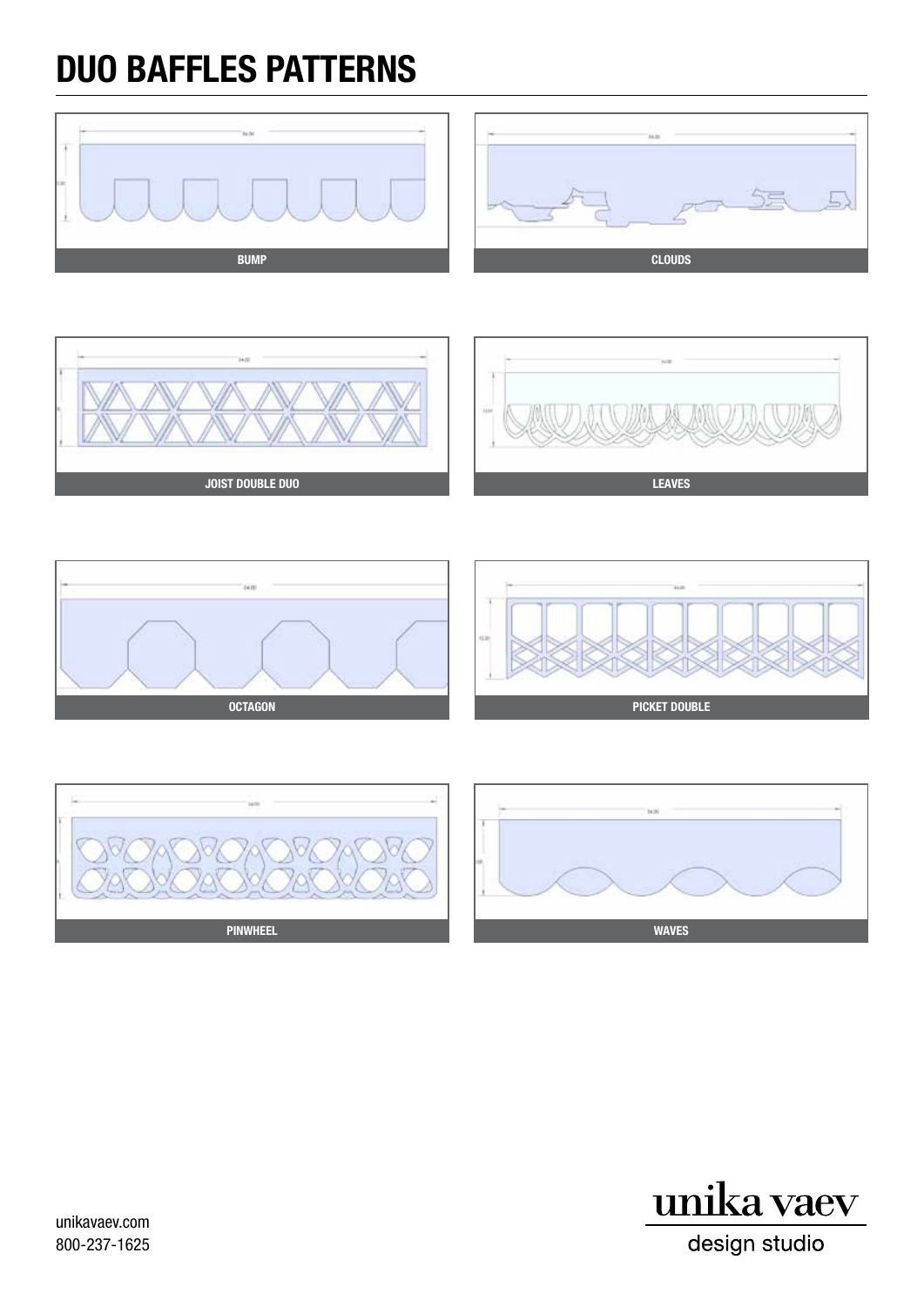# DUO BAFFLES PATTERNS

BUMP

CLOUDS

JOIST DOUBLE DUO

LEAVES

OCTAGON

PICKET DOUBLE

PINWHEEL

WAVES

unikavaev.com
800-237-1625

unika vaev
design studio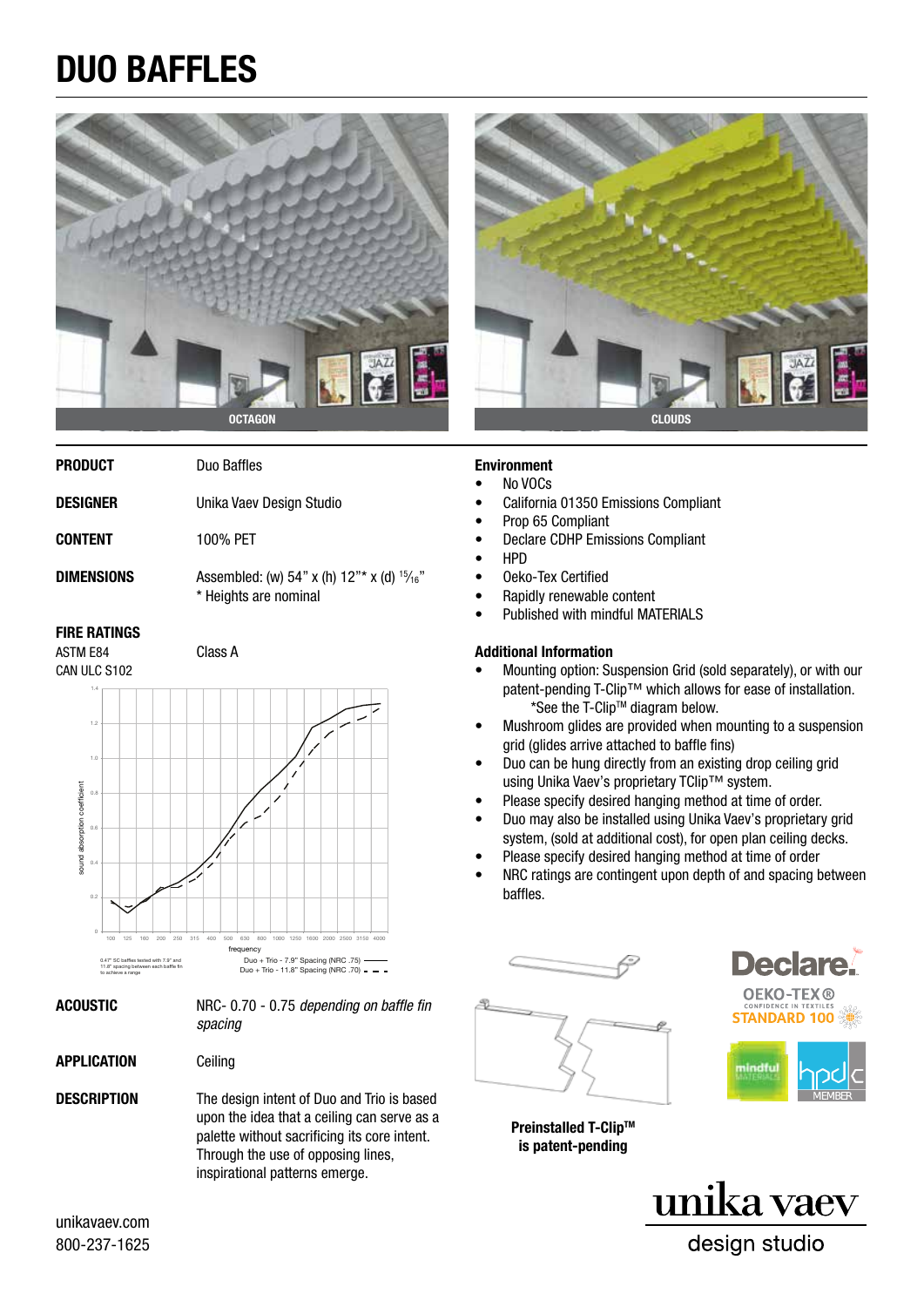# DUO BAFFLES

OCTAGON

CLOUDS

**PRODUCT** Duo Baffles

**DESIGNER** Unika Vaev Design Studio

**CONTENT** 100% PET

**DIMENSIONS** Assembled: (w) 54" x (h) 12"* x (d) 15⁄16"
* Heights are nominal

**FIRE RATINGS**
ASTM E84 Class A
CAN ULC S102

1.4
1.2
1.0
0.8
0.6
0.4
0.2
0

sound absorption coefficient

100 125 160 200 250 315 400 500 630 800 1000 1250 1600 2000 2500 3150 4000

frequency

0.47" SC baffles tested with 7.9" and 11.8" spacing between each baffle fin to achieve a range

Duo + Trio - 7.9" Spacing (NRC .75)
Duo + Trio - 11.8" Spacing (NRC .70)

**ACOUSTIC** NRC- 0.70 - 0.75 *depending on baffle fin spacing*

**APPLICATION** Ceiling

**DESCRIPTION** The design intent of Duo and Trio is based upon the idea that a ceiling can serve as a palette without sacrificing its core intent. Through the use of opposing lines, inspirational patterns emerge.

**Environment**

- No VOCs
- California 01350 Emissions Compliant
- Prop 65 Compliant
- Declare CDHP Emissions Compliant
- HPD
- Oeko-Tex Certified
- Rapidly renewable content
- Published with mindful MATERIALS

**Additional Information**

- Mounting option: Suspension Grid (sold separately), or with our patent-pending T-Clip™ which allows for ease of installation. *See the T-Clip™ diagram below.
- Mushroom glides are provided when mounting to a suspension grid (glides arrive attached to baffle fins)
- Duo can be hung directly from an existing drop ceiling grid using Unika Vaev's proprietary TClip™ system.
- Please specify desired hanging method at time of order.
- Duo may also be installed using Unika Vaev's proprietary grid system, (sold at additional cost), for open plan ceiling decks.
- Please specify desired hanging method at time of order
- NRC ratings are contingent upon depth of and spacing between baffles.

**Preinstalled T-Clip™ is patent-pending**

Declare.

OEKO-TEX®
CONFIDENCE IN TEXTILES
STANDARD 100

mindful MATERIALS

hpdc MEMBER

unikavaev.com
800-237-1625

unika vaev
design studio